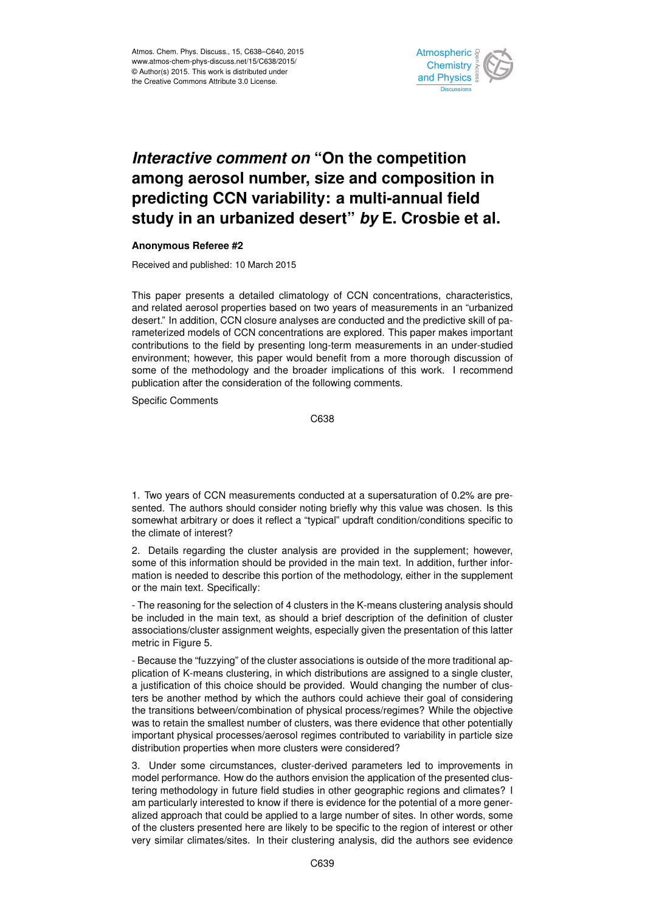# *Interactive comment on* "On the competition among aerosol number, size and composition in predicting CCN variability: a multi-annual field study in an urbanized desert" *by* E. Crosbie et al.

**Anonymous Referee #2**

Received and published: 10 March 2015

This paper presents a detailed climatology of CCN concentrations, characteristics, and related aerosol properties based on two years of measurements in an "urbanized desert." In addition, CCN closure analyses are conducted and the predictive skill of parameterized models of CCN concentrations are explored. This paper makes important contributions to the field by presenting long-term measurements in an under-studied environment; however, this paper would benefit from a more thorough discussion of some of the methodology and the broader implications of this work. I recommend publication after the consideration of the following comments.

Specific Comments

1. Two years of CCN measurements conducted at a supersaturation of 0.2% are presented. The authors should consider noting briefly why this value was chosen. Is this somewhat arbitrary or does it reflect a "typical" updraft condition/conditions specific to the climate of interest?

2. Details regarding the cluster analysis are provided in the supplement; however, some of this information should be provided in the main text. In addition, further information is needed to describe this portion of the methodology, either in the supplement or the main text. Specifically:

- The reasoning for the selection of 4 clusters in the K-means clustering analysis should be included in the main text, as should a brief description of the definition of cluster associations/cluster assignment weights, especially given the presentation of this latter metric in Figure 5.

- Because the "fuzzying" of the cluster associations is outside of the more traditional application of K-means clustering, in which distributions are assigned to a single cluster, a justification of this choice should be provided. Would changing the number of clusters be another method by which the authors could achieve their goal of considering the transitions between/combination of physical process/regimes? While the objective was to retain the smallest number of clusters, was there evidence that other potentially important physical processes/aerosol regimes contributed to variability in particle size distribution properties when more clusters were considered?

3. Under some circumstances, cluster-derived parameters led to improvements in model performance. How do the authors envision the application of the presented clustering methodology in future field studies in other geographic regions and climates? I am particularly interested to know if there is evidence for the potential of a more generalized approach that could be applied to a large number of sites. In other words, some of the clusters presented here are likely to be specific to the region of interest or other very similar climates/sites. In their clustering analysis, did the authors see evidence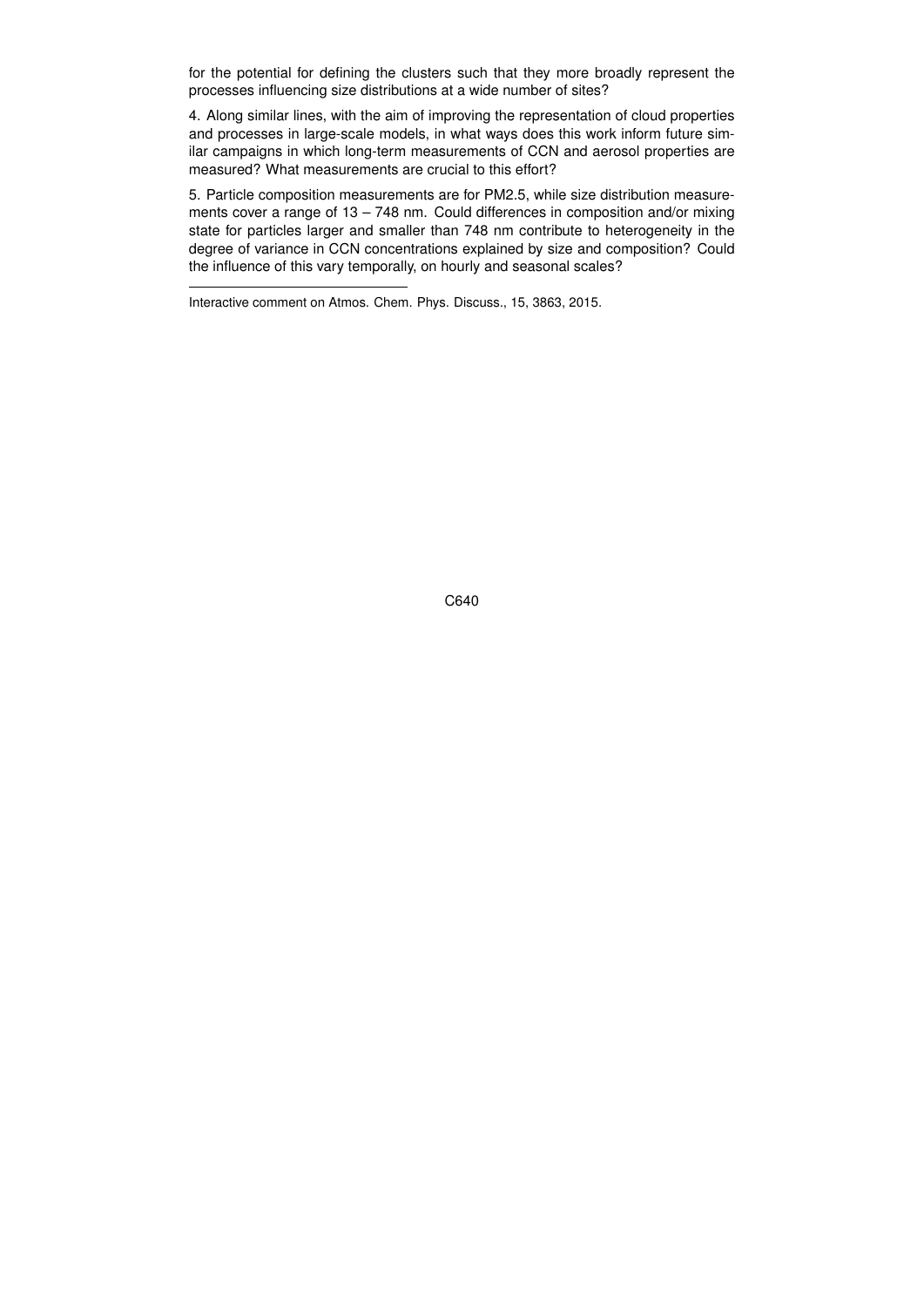for the potential for defining the clusters such that they more broadly represent the processes influencing size distributions at a wide number of sites?

4. Along similar lines, with the aim of improving the representation of cloud properties and processes in large-scale models, in what ways does this work inform future similar campaigns in which long-term measurements of CCN and aerosol properties are measured? What measurements are crucial to this effort?

5. Particle composition measurements are for PM2.5, while size distribution measurements cover a range of 13 – 748 nm. Could differences in composition and/or mixing state for particles larger and smaller than 748 nm contribute to heterogeneity in the degree of variance in CCN concentrations explained by size and composition? Could the influence of this vary temporally, on hourly and seasonal scales?

---

Interactive comment on Atmos. Chem. Phys. Discuss., 15, 3863, 2015.